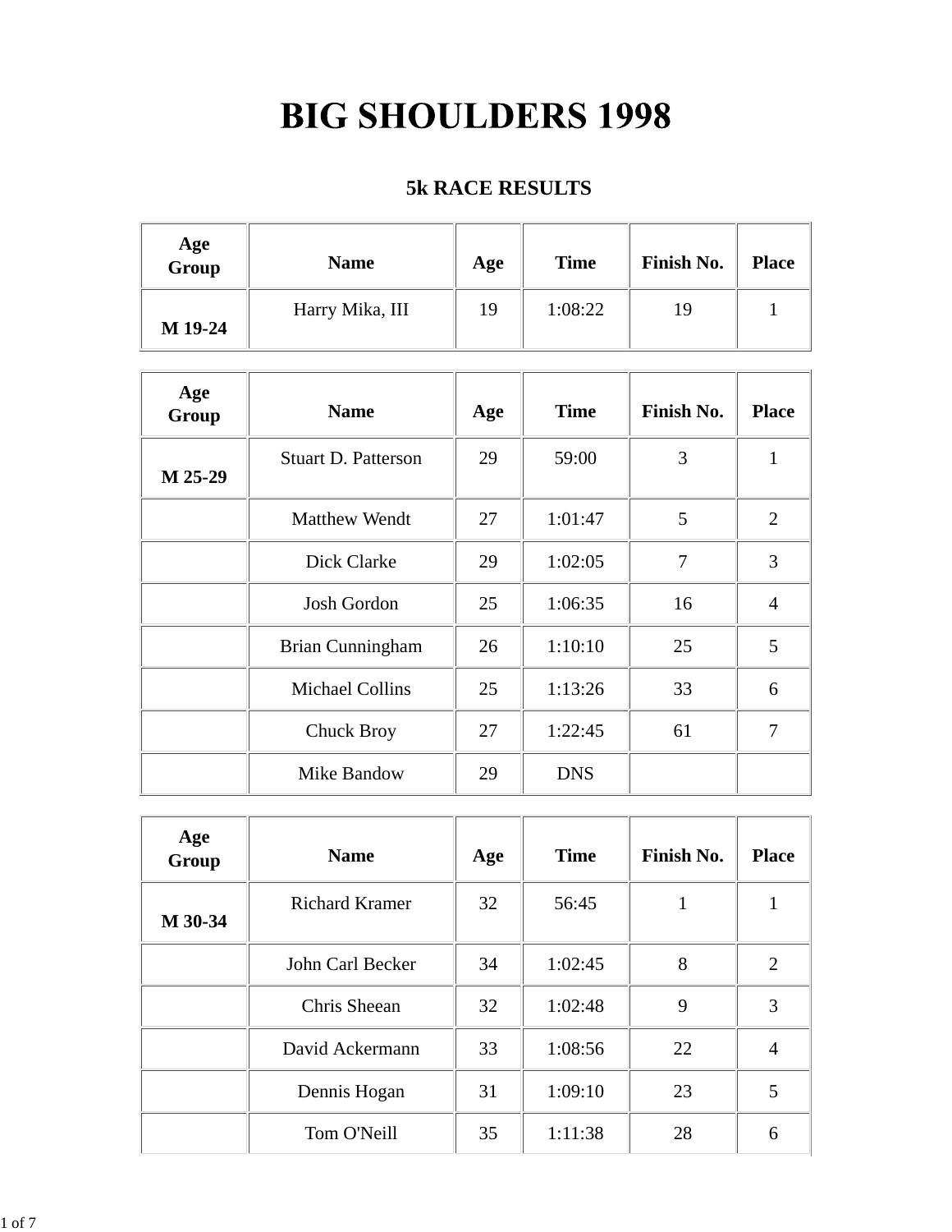# BIG SHOULDERS 1998

## 5k RACE RESULTS

| Age Group | Name | Age | Time | Finish No. | Place |
|---|---|---|---|---|---|
| M 19-24 | Harry Mika, III | 19 | 1:08:22 | 19 | 1 |

| Age Group | Name | Age | Time | Finish No. | Place |
|---|---|---|---|---|---|
| M 25-29 | Stuart D. Patterson | 29 | 59:00 | 3 | 1 |
| | Matthew Wendt | 27 | 1:01:47 | 5 | 2 |
| | Dick Clarke | 29 | 1:02:05 | 7 | 3 |
| | Josh Gordon | 25 | 1:06:35 | 16 | 4 |
| | Brian Cunningham | 26 | 1:10:10 | 25 | 5 |
| | Michael Collins | 25 | 1:13:26 | 33 | 6 |
| | Chuck Broy | 27 | 1:22:45 | 61 | 7 |
| | Mike Bandow | 29 | DNS | | |

| Age Group | Name | Age | Time | Finish No. | Place |
|---|---|---|---|---|---|
| M 30-34 | Richard Kramer | 32 | 56:45 | 1 | 1 |
| | John Carl Becker | 34 | 1:02:45 | 8 | 2 |
| | Chris Sheean | 32 | 1:02:48 | 9 | 3 |
| | David Ackermann | 33 | 1:08:56 | 22 | 4 |
| | Dennis Hogan | 31 | 1:09:10 | 23 | 5 |
| | Tom O'Neill | 35 | 1:11:38 | 28 | 6 |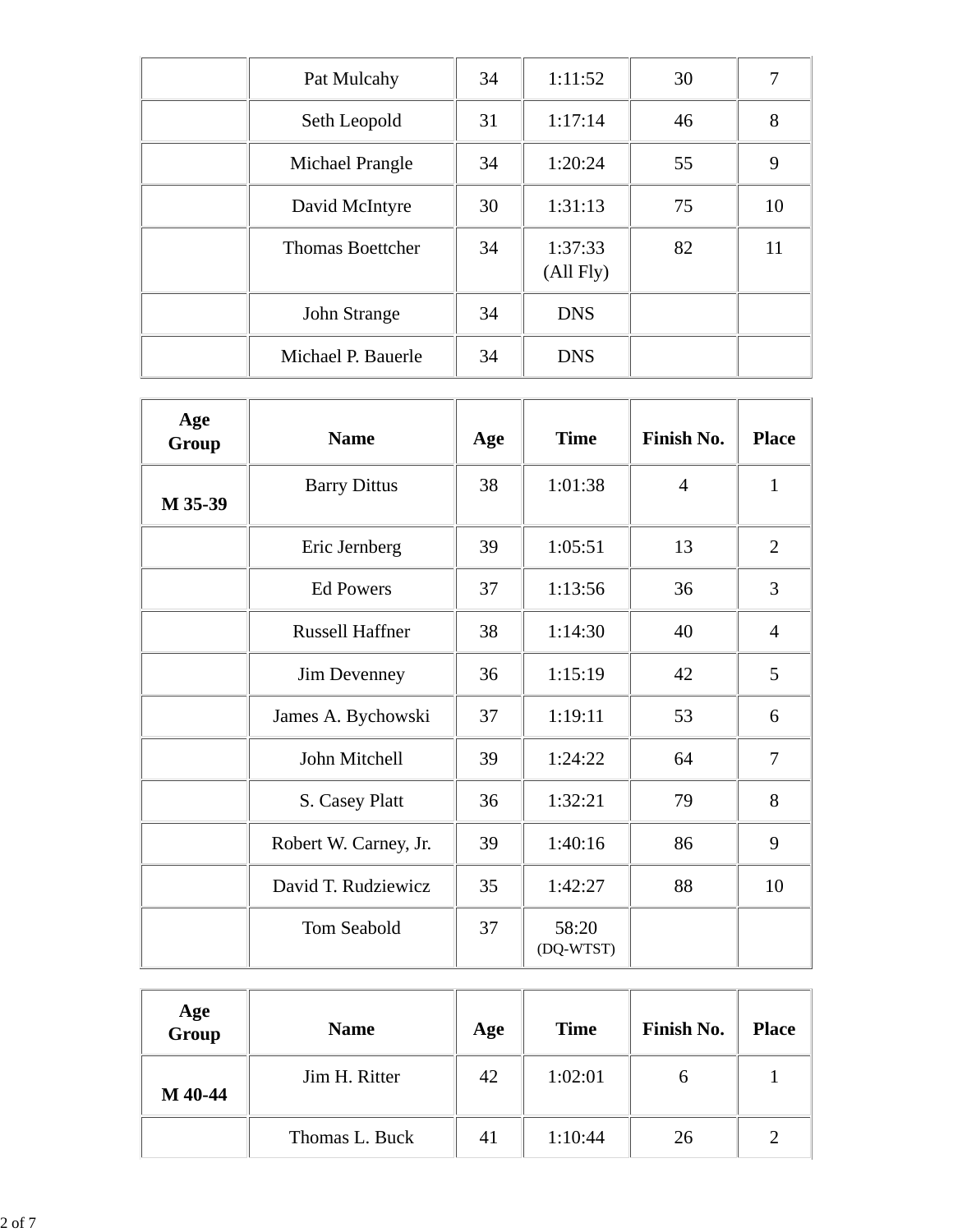| | | | | | |
|---|---|---|---|---|---|
| | Pat Mulcahy | 34 | 1:11:52 | 30 | 7 |
| | Seth Leopold | 31 | 1:17:14 | 46 | 8 |
| | Michael Prangle | 34 | 1:20:24 | 55 | 9 |
| | David McIntyre | 30 | 1:31:13 | 75 | 10 |
| | Thomas Boettcher | 34 | 1:37:33 (All Fly) | 82 | 11 |
| | John Strange | 34 | DNS | | |
| | Michael P. Bauerle | 34 | DNS | | |

| Age Group | Name | Age | Time | Finish No. | Place |
|---|---|---|---|---|---|
| **M 35-39** | Barry Dittus | 38 | 1:01:38 | 4 | 1 |
| | Eric Jernberg | 39 | 1:05:51 | 13 | 2 |
| | Ed Powers | 37 | 1:13:56 | 36 | 3 |
| | Russell Haffner | 38 | 1:14:30 | 40 | 4 |
| | Jim Devenney | 36 | 1:15:19 | 42 | 5 |
| | James A. Bychowski | 37 | 1:19:11 | 53 | 6 |
| | John Mitchell | 39 | 1:24:22 | 64 | 7 |
| | S. Casey Platt | 36 | 1:32:21 | 79 | 8 |
| | Robert W. Carney, Jr. | 39 | 1:40:16 | 86 | 9 |
| | David T. Rudziewicz | 35 | 1:42:27 | 88 | 10 |
| | Tom Seabold | 37 | 58:20 (DQ-WTST) | | |

| Age Group | Name | Age | Time | Finish No. | Place |
|---|---|---|---|---|---|
| **M 40-44** | Jim H. Ritter | 42 | 1:02:01 | 6 | 1 |
| | Thomas L. Buck | 41 | 1:10:44 | 26 | 2 |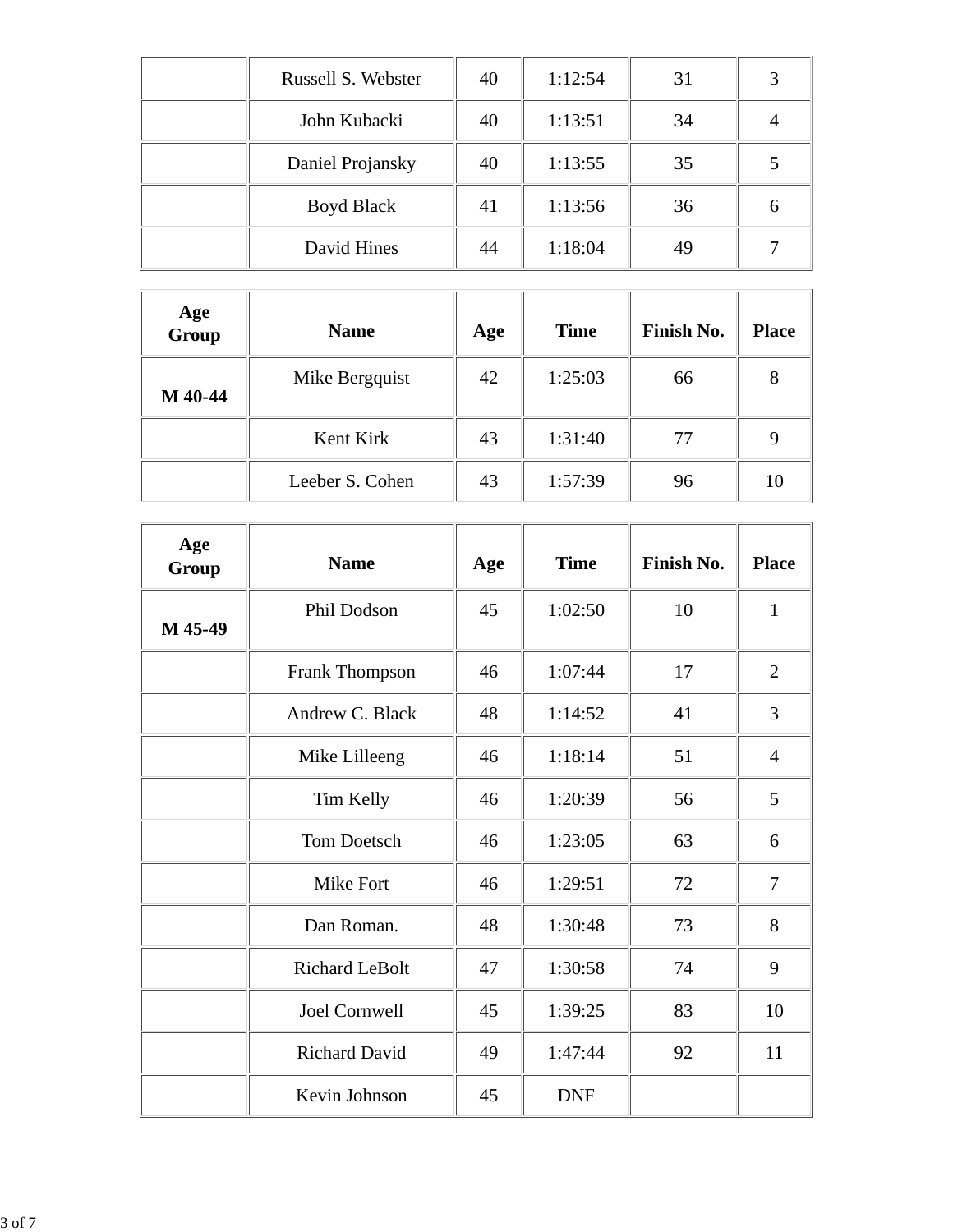| | | | | | |
|---|---|---|---|---|---|
| | Russell S. Webster | 40 | 1:12:54 | 31 | 3 |
| | John Kubacki | 40 | 1:13:51 | 34 | 4 |
| | Daniel Projansky | 40 | 1:13:55 | 35 | 5 |
| | Boyd Black | 41 | 1:13:56 | 36 | 6 |
| | David Hines | 44 | 1:18:04 | 49 | 7 |

| Age Group | Name | Age | Time | Finish No. | Place |
|---|---|---|---|---|---|
| M 40-44 | Mike Bergquist | 42 | 1:25:03 | 66 | 8 |
| | Kent Kirk | 43 | 1:31:40 | 77 | 9 |
| | Leeber S. Cohen | 43 | 1:57:39 | 96 | 10 |

| Age Group | Name | Age | Time | Finish No. | Place |
|---|---|---|---|---|---|
| M 45-49 | Phil Dodson | 45 | 1:02:50 | 10 | 1 |
| | Frank Thompson | 46 | 1:07:44 | 17 | 2 |
| | Andrew C. Black | 48 | 1:14:52 | 41 | 3 |
| | Mike Lilleeng | 46 | 1:18:14 | 51 | 4 |
| | Tim Kelly | 46 | 1:20:39 | 56 | 5 |
| | Tom Doetsch | 46 | 1:23:05 | 63 | 6 |
| | Mike Fort | 46 | 1:29:51 | 72 | 7 |
| | Dan Roman. | 48 | 1:30:48 | 73 | 8 |
| | Richard LeBolt | 47 | 1:30:58 | 74 | 9 |
| | Joel Cornwell | 45 | 1:39:25 | 83 | 10 |
| | Richard David | 49 | 1:47:44 | 92 | 11 |
| | Kevin Johnson | 45 | DNF | | |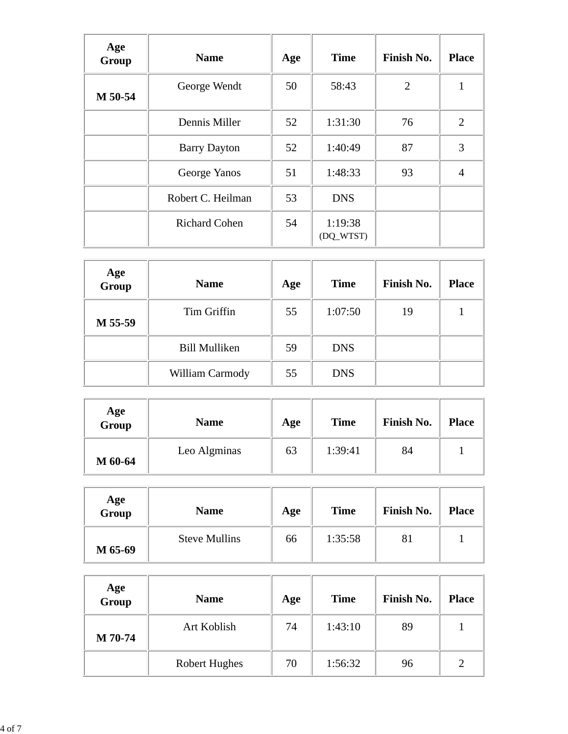| Age Group | Name | Age | Time | Finish No. | Place |
|---|---|---|---|---|---|
| M 50-54 | George Wendt | 50 | 58:43 | 2 | 1 |
| | Dennis Miller | 52 | 1:31:30 | 76 | 2 |
| | Barry Dayton | 52 | 1:40:49 | 87 | 3 |
| | George Yanos | 51 | 1:48:33 | 93 | 4 |
| | Robert C. Heilman | 53 | DNS | | |
| | Richard Cohen | 54 | 1:19:38 (DQ_WTST) | | |

| Age Group | Name | Age | Time | Finish No. | Place |
|---|---|---|---|---|---|
| M 55-59 | Tim Griffin | 55 | 1:07:50 | 19 | 1 |
| | Bill Mulliken | 59 | DNS | | |
| | William Carmody | 55 | DNS | | |

| Age Group | Name | Age | Time | Finish No. | Place |
|---|---|---|---|---|---|
| M 60-64 | Leo Algminas | 63 | 1:39:41 | 84 | 1 |

| Age Group | Name | Age | Time | Finish No. | Place |
|---|---|---|---|---|---|
| M 65-69 | Steve Mullins | 66 | 1:35:58 | 81 | 1 |

| Age Group | Name | Age | Time | Finish No. | Place |
|---|---|---|---|---|---|
| M 70-74 | Art Koblish | 74 | 1:43:10 | 89 | 1 |
| | Robert Hughes | 70 | 1:56:32 | 96 | 2 |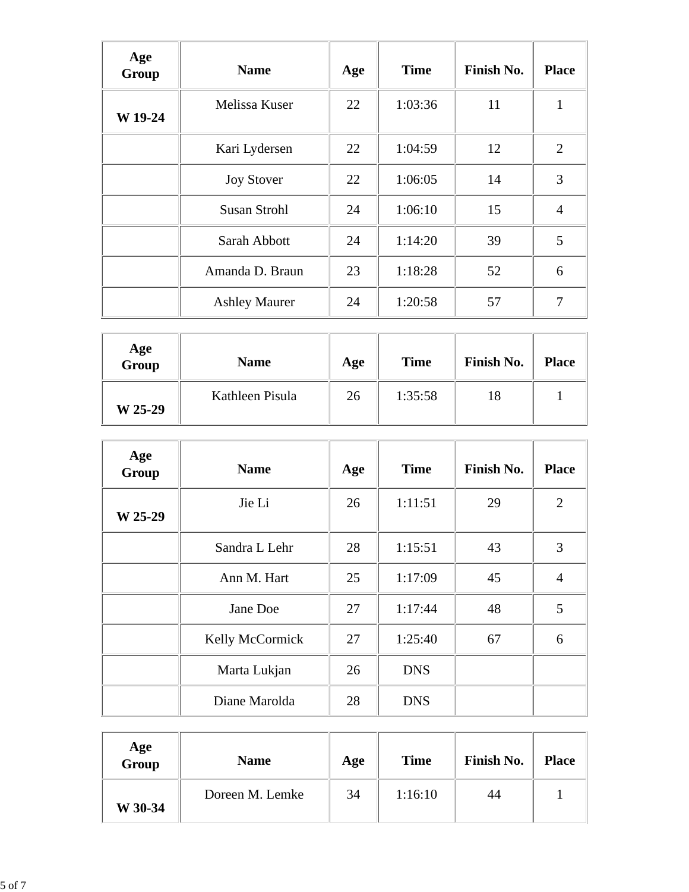| Age Group | Name | Age | Time | Finish No. | Place |
|---|---|---|---|---|---|
| W 19-24 | Melissa Kuser | 22 | 1:03:36 | 11 | 1 |
| | Kari Lydersen | 22 | 1:04:59 | 12 | 2 |
| | Joy Stover | 22 | 1:06:05 | 14 | 3 |
| | Susan Strohl | 24 | 1:06:10 | 15 | 4 |
| | Sarah Abbott | 24 | 1:14:20 | 39 | 5 |
| | Amanda D. Braun | 23 | 1:18:28 | 52 | 6 |
| | Ashley Maurer | 24 | 1:20:58 | 57 | 7 |

| Age Group | Name | Age | Time | Finish No. | Place |
|---|---|---|---|---|---|
| W 25-29 | Kathleen Pisula | 26 | 1:35:58 | 18 | 1 |

| Age Group | Name | Age | Time | Finish No. | Place |
|---|---|---|---|---|---|
| W 25-29 | Jie Li | 26 | 1:11:51 | 29 | 2 |
| | Sandra L Lehr | 28 | 1:15:51 | 43 | 3 |
| | Ann M. Hart | 25 | 1:17:09 | 45 | 4 |
| | Jane Doe | 27 | 1:17:44 | 48 | 5 |
| | Kelly McCormick | 27 | 1:25:40 | 67 | 6 |
| | Marta Lukjan | 26 | DNS | | |
| | Diane Marolda | 28 | DNS | | |

| Age Group | Name | Age | Time | Finish No. | Place |
|---|---|---|---|---|---|
| W 30-34 | Doreen M. Lemke | 34 | 1:16:10 | 44 | 1 |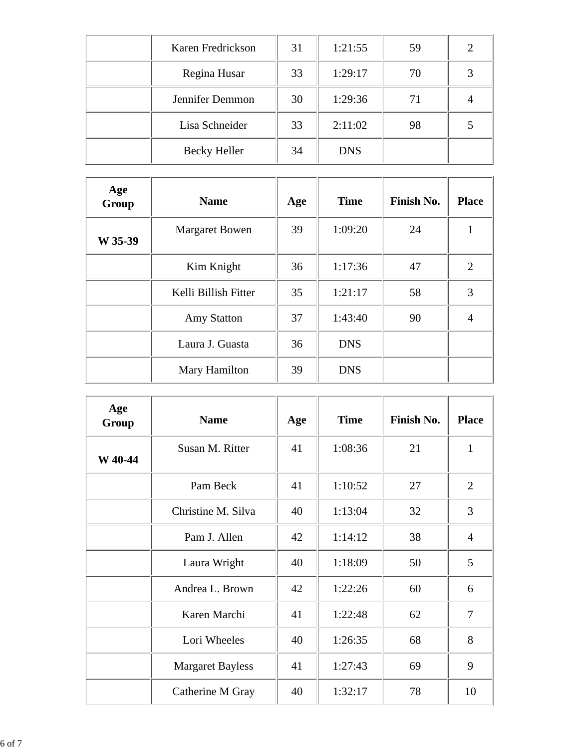| | | | | | |
|---|---|---|---|---|---|
| | Karen Fredrickson | 31 | 1:21:55 | 59 | 2 |
| | Regina Husar | 33 | 1:29:17 | 70 | 3 |
| | Jennifer Demmon | 30 | 1:29:36 | 71 | 4 |
| | Lisa Schneider | 33 | 2:11:02 | 98 | 5 |
| | Becky Heller | 34 | DNS | | |

| Age Group | Name | Age | Time | Finish No. | Place |
|---|---|---|---|---|---|
| W 35-39 | Margaret Bowen | 39 | 1:09:20 | 24 | 1 |
| | Kim Knight | 36 | 1:17:36 | 47 | 2 |
| | Kelli Billish Fitter | 35 | 1:21:17 | 58 | 3 |
| | Amy Statton | 37 | 1:43:40 | 90 | 4 |
| | Laura J. Guasta | 36 | DNS | | |
| | Mary Hamilton | 39 | DNS | | |

| Age Group | Name | Age | Time | Finish No. | Place |
|---|---|---|---|---|---|
| W 40-44 | Susan M. Ritter | 41 | 1:08:36 | 21 | 1 |
| | Pam Beck | 41 | 1:10:52 | 27 | 2 |
| | Christine M. Silva | 40 | 1:13:04 | 32 | 3 |
| | Pam J. Allen | 42 | 1:14:12 | 38 | 4 |
| | Laura Wright | 40 | 1:18:09 | 50 | 5 |
| | Andrea L. Brown | 42 | 1:22:26 | 60 | 6 |
| | Karen Marchi | 41 | 1:22:48 | 62 | 7 |
| | Lori Wheeles | 40 | 1:26:35 | 68 | 8 |
| | Margaret Bayless | 41 | 1:27:43 | 69 | 9 |
| | Catherine M Gray | 40 | 1:32:17 | 78 | 10 |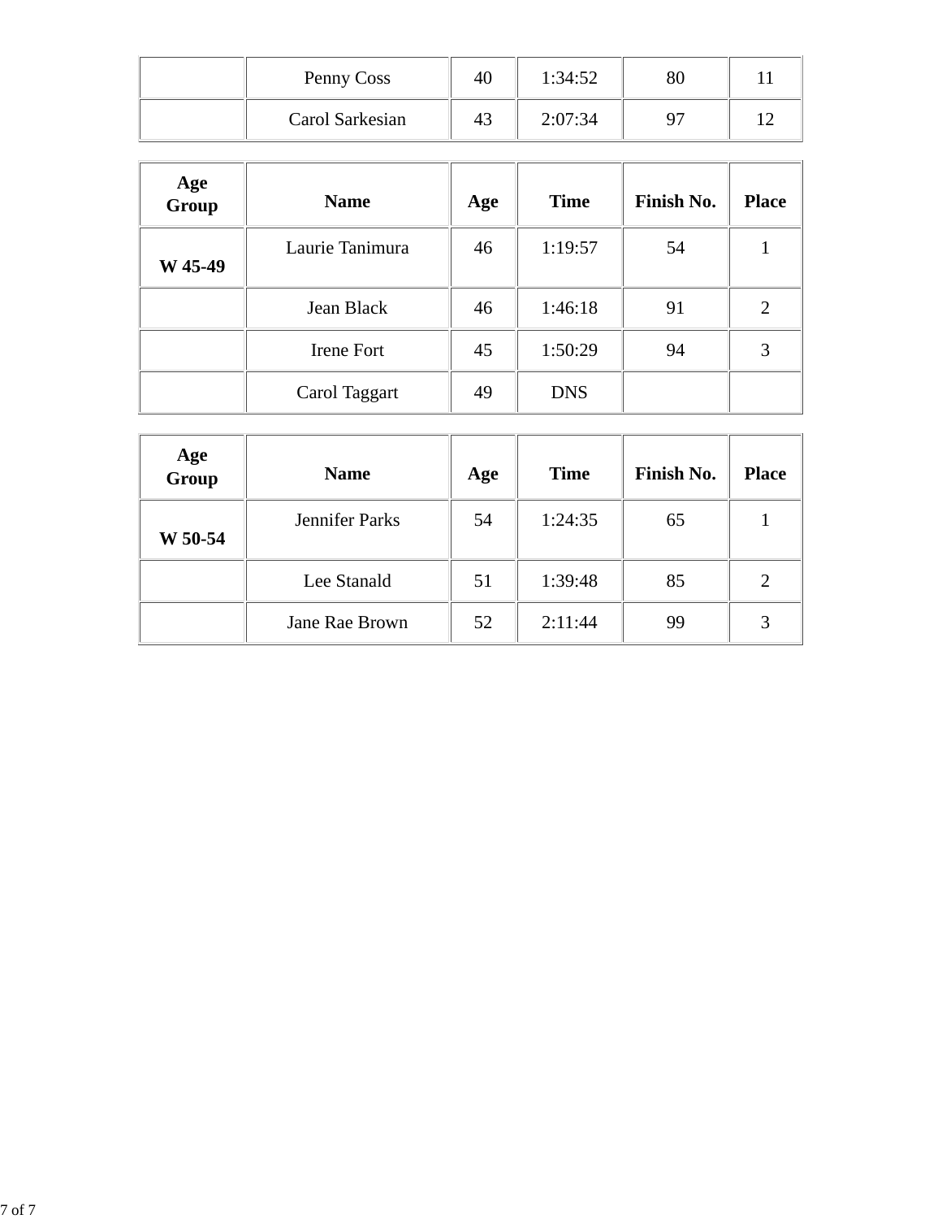| | | | | | |
|---|---|---|---|---|---|
| | Penny Coss | 40 | 1:34:52 | 80 | 11 |
| | Carol Sarkesian | 43 | 2:07:34 | 97 | 12 |

| Age Group | Name | Age | Time | Finish No. | Place |
|---|---|---|---|---|---|
| W 45-49 | Laurie Tanimura | 46 | 1:19:57 | 54 | 1 |
| | Jean Black | 46 | 1:46:18 | 91 | 2 |
| | Irene Fort | 45 | 1:50:29 | 94 | 3 |
| | Carol Taggart | 49 | DNS | | |

| Age Group | Name | Age | Time | Finish No. | Place |
|---|---|---|---|---|---|
| W 50-54 | Jennifer Parks | 54 | 1:24:35 | 65 | 1 |
| | Lee Stanald | 51 | 1:39:48 | 85 | 2 |
| | Jane Rae Brown | 52 | 2:11:44 | 99 | 3 |